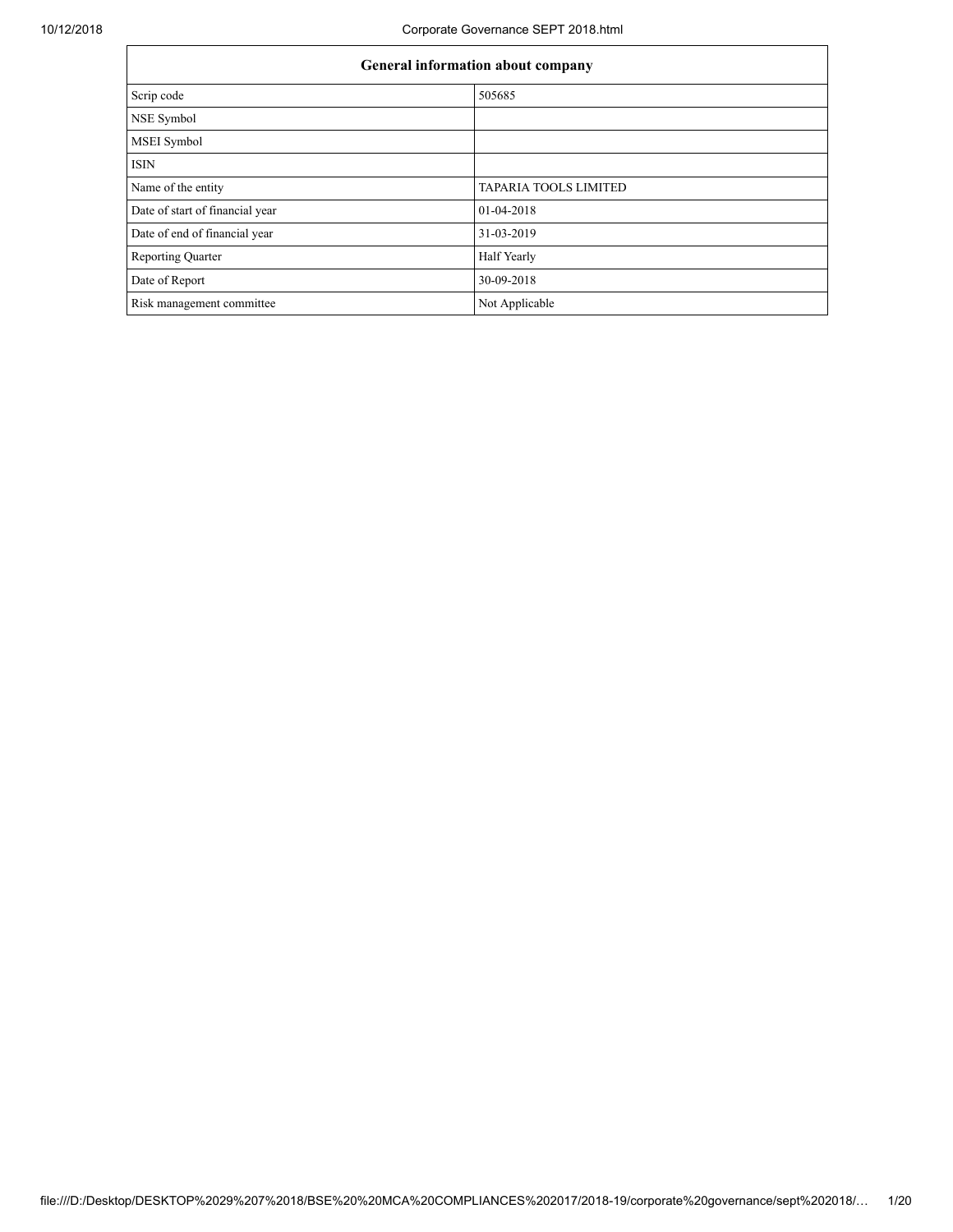| General information about company | |
|---|---|
| Scrip code | 505685 |
| NSE Symbol | |
| MSEI Symbol | |
| ISIN | |
| Name of the entity | TAPARIA TOOLS LIMITED |
| Date of start of financial year | 01-04-2018 |
| Date of end of financial year | 31-03-2019 |
| Reporting Quarter | Half Yearly |
| Date of Report | 30-09-2018 |
| Risk management committee | Not Applicable |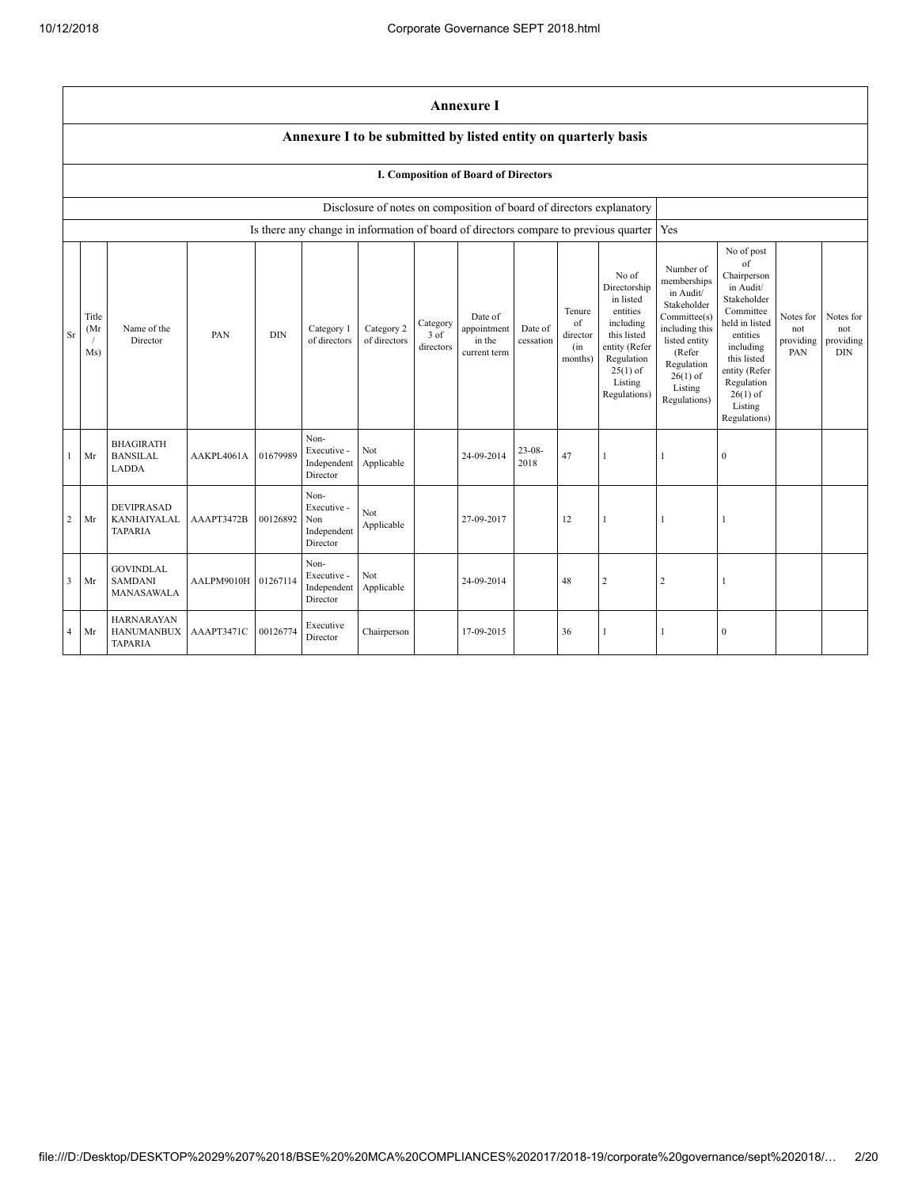# Annexure I

## Annexure I to be submitted by listed entity on quarterly basis

### I. Composition of Board of Directors

| Disclosure of notes on composition of board of directors explanatory | |
|---|---|
| Is there any change in information of board of directors compare to previous quarter | Yes |

| Sr | Title (Mr / Ms) | Name of the Director | PAN | DIN | Category 1 of directors | Category 2 of directors | Category 3 of directors | Date of appointment in the current term | Date of cessation | Tenure of director (in months) | No of Directorship in listed entities including this listed entity (Refer Regulation 25(1) of Listing Regulations) | Number of memberships in Audit/ Stakeholder Committee(s) including this listed entity (Refer Regulation 26(1) of Listing Regulations) | No of post of Chairperson in Audit/ Stakeholder Committee held in listed entities including this listed entity (Refer Regulation 26(1) of Listing Regulations) | Notes for not providing PAN | Notes for not providing DIN |
|---|---|---|---|---|---|---|---|---|---|---|---|---|---|---|---|
| 1 | Mr | BHAGIRATH BANSILAL LADDA | AAKPL4061A | 01679989 | Non-Executive - Independent Director | Not Applicable | | 24-09-2014 | 23-08-2018 | 47 | 1 | 1 | 0 | | |
| 2 | Mr | DEVIPRASAD KANHAIYALAL TAPARIA | AAAPT3472B | 00126892 | Non-Executive - Non Independent Director | Not Applicable | | 27-09-2017 | | 12 | 1 | 1 | 1 | | |
| 3 | Mr | GOVINDLAL SAMDANI MANASAWALA | AALPM9010H | 01267114 | Non-Executive - Independent Director | Not Applicable | | 24-09-2014 | | 48 | 2 | 2 | 1 | | |
| 4 | Mr | HARNARAYAN HANUMANBUX TAPARIA | AAAPT3471C | 00126774 | Executive Director | Chairperson | | 17-09-2015 | | 36 | 1 | 1 | 0 | | |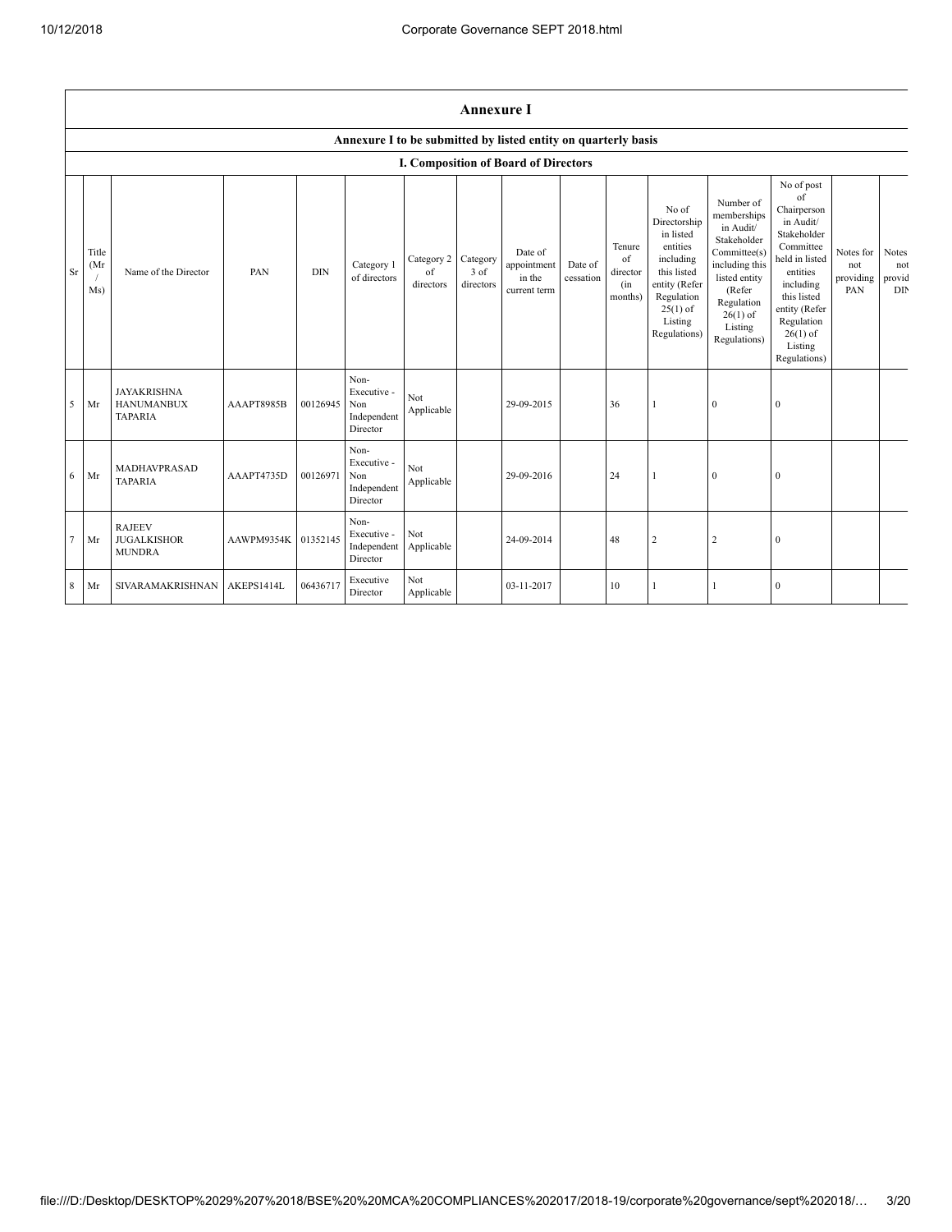## Annexure I

### Annexure I to be submitted by listed entity on quarterly basis

### I. Composition of Board of Directors

| Sr | Title (Mr / Ms) | Name of the Director | PAN | DIN | Category 1 of directors | Category 2 of directors | Category 3 of directors | Date of appointment in the current term | Date of cessation | Tenure of director (in months) | No of Directorship in listed entities including this listed entity (Refer Regulation 25(1) of Listing Regulations) | Number of memberships in Audit/ Stakeholder Committee(s) including this listed entity (Refer Regulation 26(1) of Listing Regulations) | No of post of Chairperson in Audit/ Stakeholder Committee held in listed entities including this listed entity (Refer Regulation 26(1) of Listing Regulations) | Notes for not providing PAN | Notes for not providing DIN |
|---|---|---|---|---|---|---|---|---|---|---|---|---|---|---|---|
| 5 | Mr | JAYAKRISHNA HANUMANBUX TAPARIA | AAAPT8985B | 00126945 | Non-Executive - Non Independent Director | Not Applicable | | 29-09-2015 | | 36 | 1 | 0 | 0 | | |
| 6 | Mr | MADHAVPRASAD TAPARIA | AAAPT4735D | 00126971 | Non-Executive - Non Independent Director | Not Applicable | | 29-09-2016 | | 24 | 1 | 0 | 0 | | |
| 7 | Mr | RAJEEV JUGALKISHOR MUNDRA | AAWPM9354K | 01352145 | Non-Executive - Independent Director | Not Applicable | | 24-09-2014 | | 48 | 2 | 2 | 0 | | |
| 8 | Mr | SIVARAMAKRISHNAN | AKEPS1414L | 06436717 | Executive Director | Not Applicable | | 03-11-2017 | | 10 | 1 | 1 | 0 | | |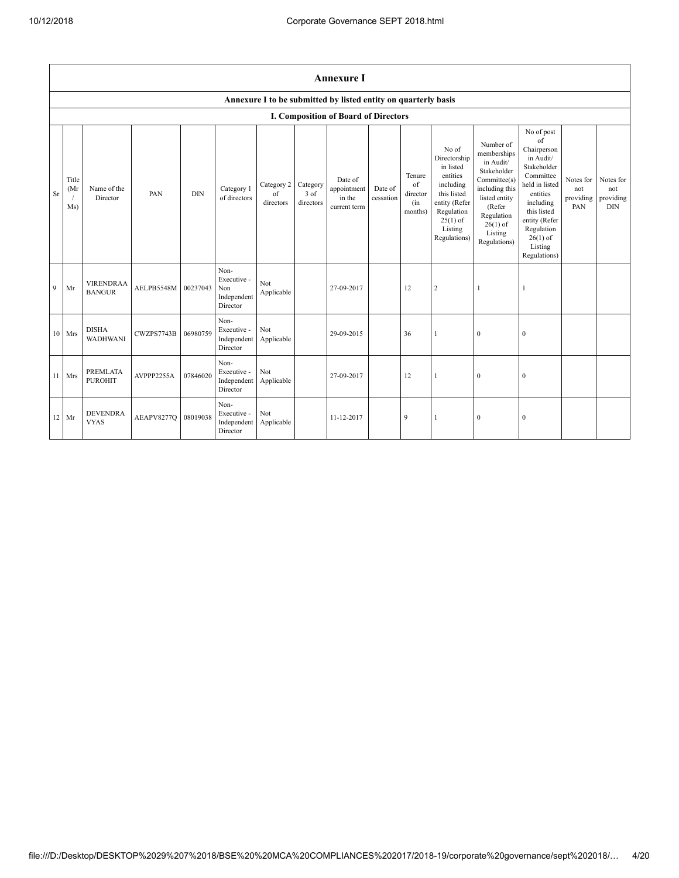## Annexure I

### Annexure I to be submitted by listed entity on quarterly basis

### I. Composition of Board of Directors

| Sr | Title (Mr / Ms) | Name of the Director | PAN | DIN | Category 1 of directors | Category 2 of directors | Category 3 of directors | Date of appointment in the current term | Date of cessation | Tenure of director (in months) | No of Directorship in listed entities including this listed entity (Refer Regulation 25(1) of Listing Regulations) | Number of memberships in Audit/ Stakeholder Committee(s) including this listed entity (Refer Regulation 26(1) of Listing Regulations) | No of post of Chairperson in Audit/ Stakeholder Committee held in listed entities including this listed entity (Refer Regulation 26(1) of Listing Regulations) | Notes for not providing PAN | Notes for not providing DIN |
|---|---|---|---|---|---|---|---|---|---|---|---|---|---|---|---|
| 9 | Mr | VIRENDRAA BANGUR | AELPB5548M | 00237043 | Non-Executive - Non Independent Director | Not Applicable | | 27-09-2017 | | 12 | 2 | 1 | 1 | | |
| 10 | Mrs | DISHA WADHWANI | CWZPS7743B | 06980759 | Non-Executive - Independent Director | Not Applicable | | 29-09-2015 | | 36 | 1 | 0 | 0 | | |
| 11 | Mrs | PREMLATA PUROHIT | AVPPP2255A | 07846020 | Non-Executive - Independent Director | Not Applicable | | 27-09-2017 | | 12 | 1 | 0 | 0 | | |
| 12 | Mr | DEVENDRA VYAS | AEAPV8277Q | 08019038 | Non-Executive - Independent Director | Not Applicable | | 11-12-2017 | | 9 | 1 | 0 | 0 | | |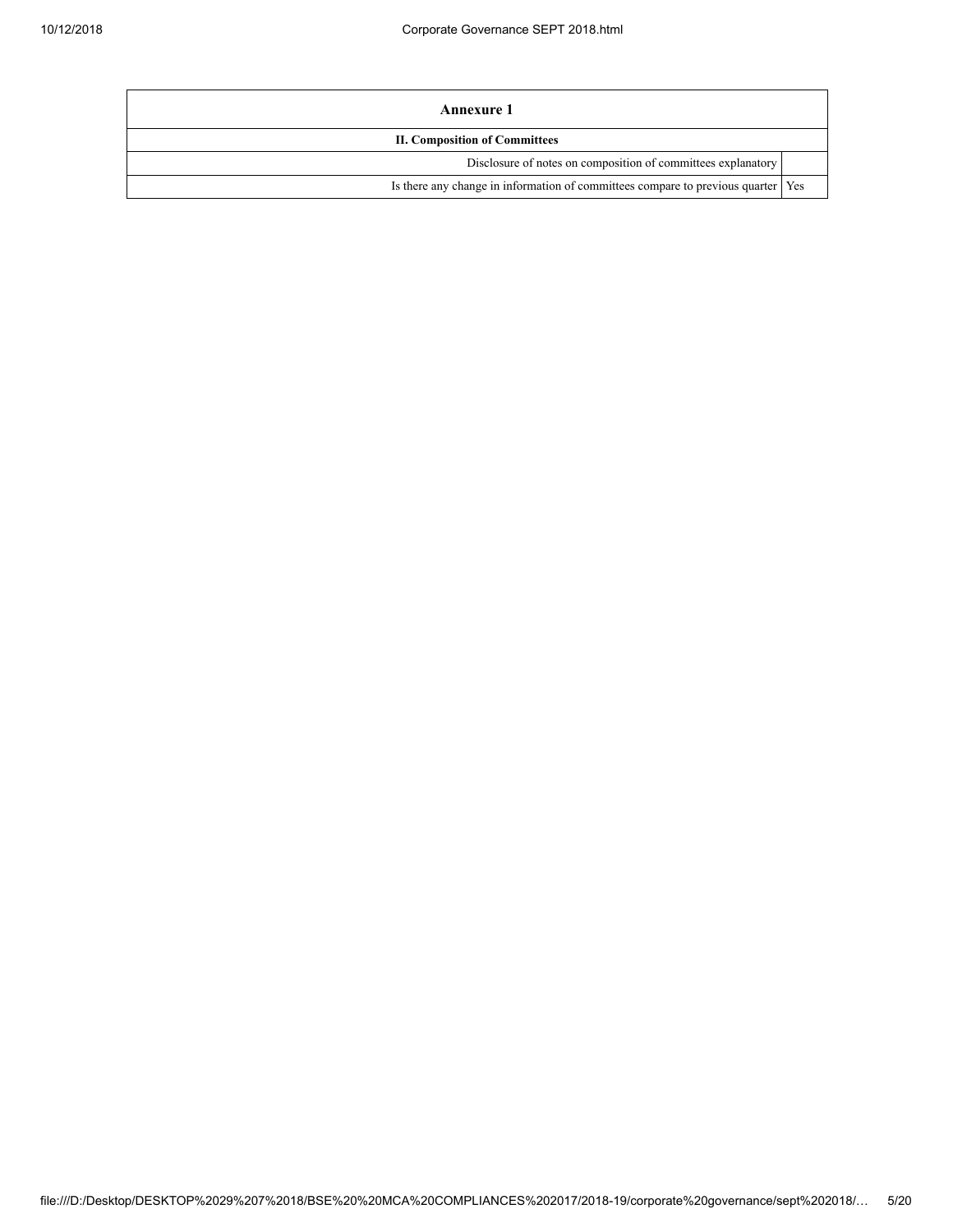| Annexure 1 | |
|---|---|
| **II. Composition of Committees** | |
| Disclosure of notes on composition of committees explanatory | |
| Is there any change in information of committees compare to previous quarter | Yes |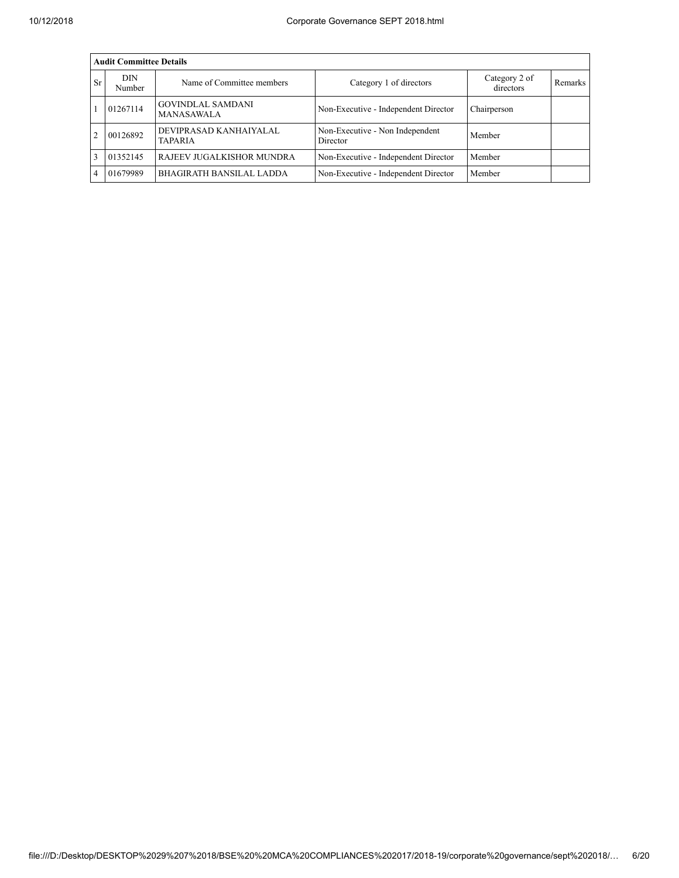| Audit Committee Details | | | | | |
|---|---|---|---|---|---|
| Sr | DIN Number | Name of Committee members | Category 1 of directors | Category 2 of directors | Remarks |
| 1 | 01267114 | GOVINDLAL SAMDANI MANASAWALA | Non-Executive - Independent Director | Chairperson | |
| 2 | 00126892 | DEVIPRASAD KANHAIYALAL TAPARIA | Non-Executive - Non Independent Director | Member | |
| 3 | 01352145 | RAJEEV JUGALKISHOR MUNDRA | Non-Executive - Independent Director | Member | |
| 4 | 01679989 | BHAGIRATH BANSILAL LADDA | Non-Executive - Independent Director | Member | |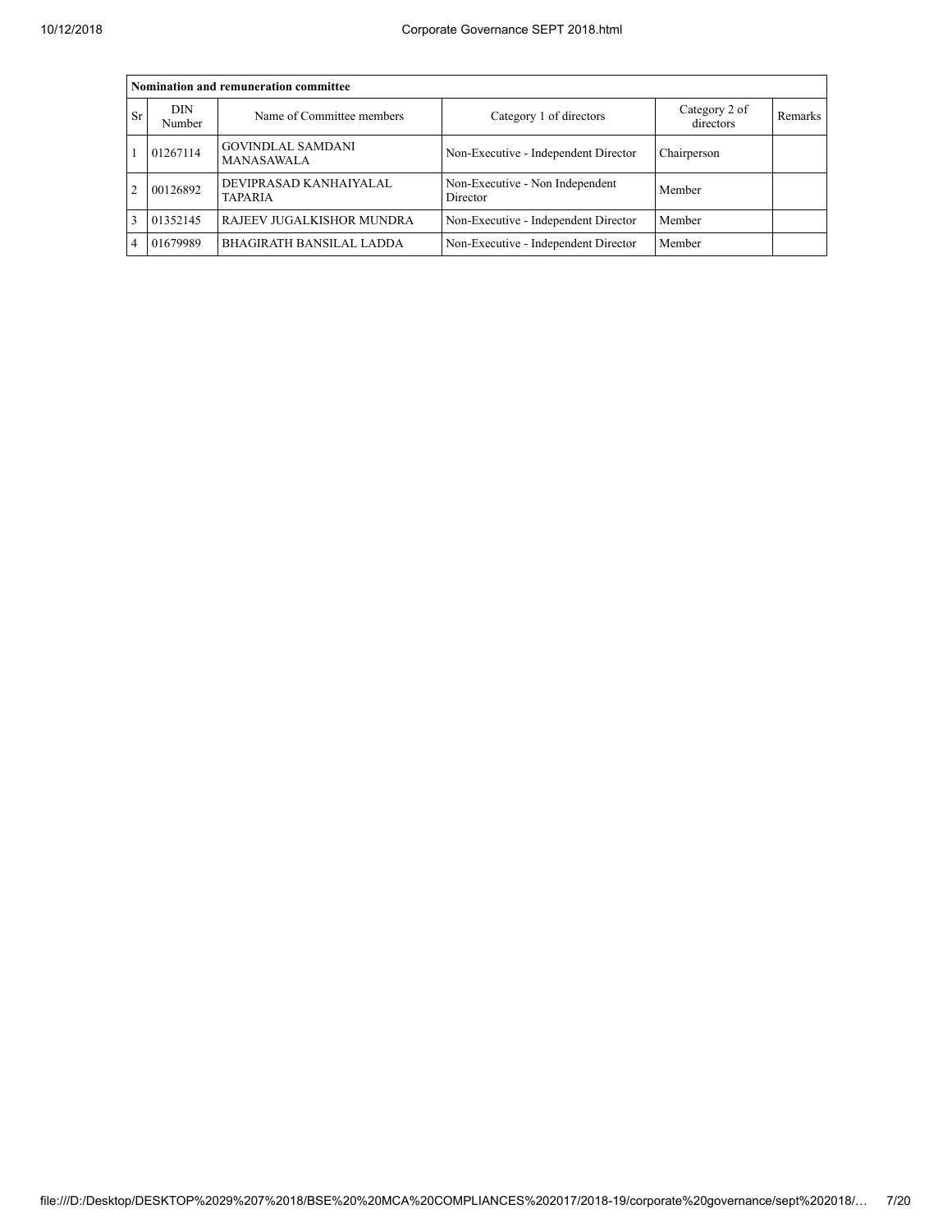| Nomination and remuneration committee | | | | | |
|---|---|---|---|---|---|
| Sr | DIN Number | Name of Committee members | Category 1 of directors | Category 2 of directors | Remarks |
| 1 | 01267114 | GOVINDLAL SAMDANI MANASAWALA | Non-Executive - Independent Director | Chairperson | |
| 2 | 00126892 | DEVIPRASAD KANHAIYALAL TAPARIA | Non-Executive - Non Independent Director | Member | |
| 3 | 01352145 | RAJEEV JUGALKISHOR MUNDRA | Non-Executive - Independent Director | Member | |
| 4 | 01679989 | BHAGIRATH BANSILAL LADDA | Non-Executive - Independent Director | Member | |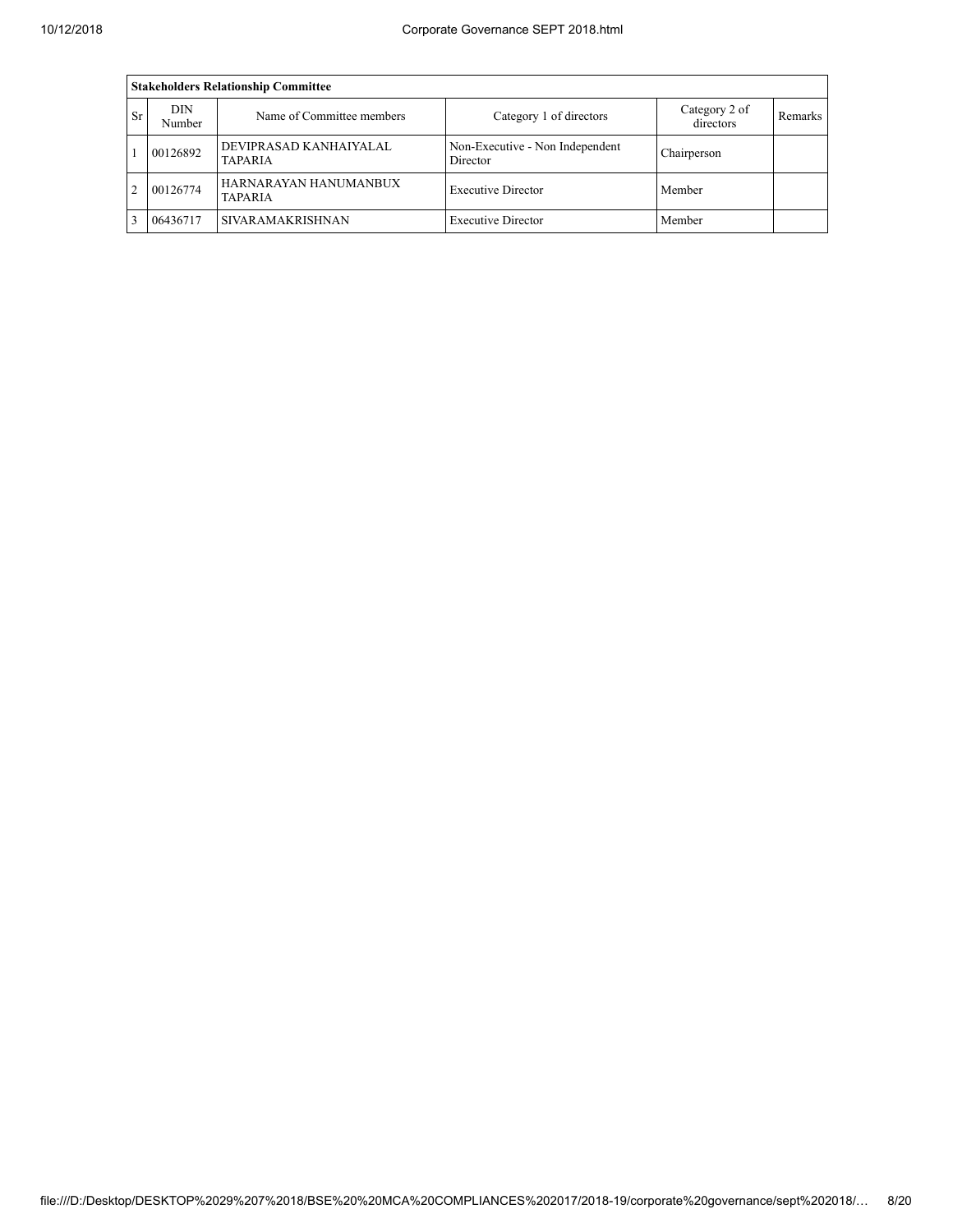| Stakeholders Relationship Committee | | | | | |
|---|---|---|---|---|---|
| Sr | DIN Number | Name of Committee members | Category 1 of directors | Category 2 of directors | Remarks |
| 1 | 00126892 | DEVIPRASAD KANHAIYALAL TAPARIA | Non-Executive - Non Independent Director | Chairperson | |
| 2 | 00126774 | HARNARAYAN HANUMANBUX TAPARIA | Executive Director | Member | |
| 3 | 06436717 | SIVARAMAKRISHNAN | Executive Director | Member | |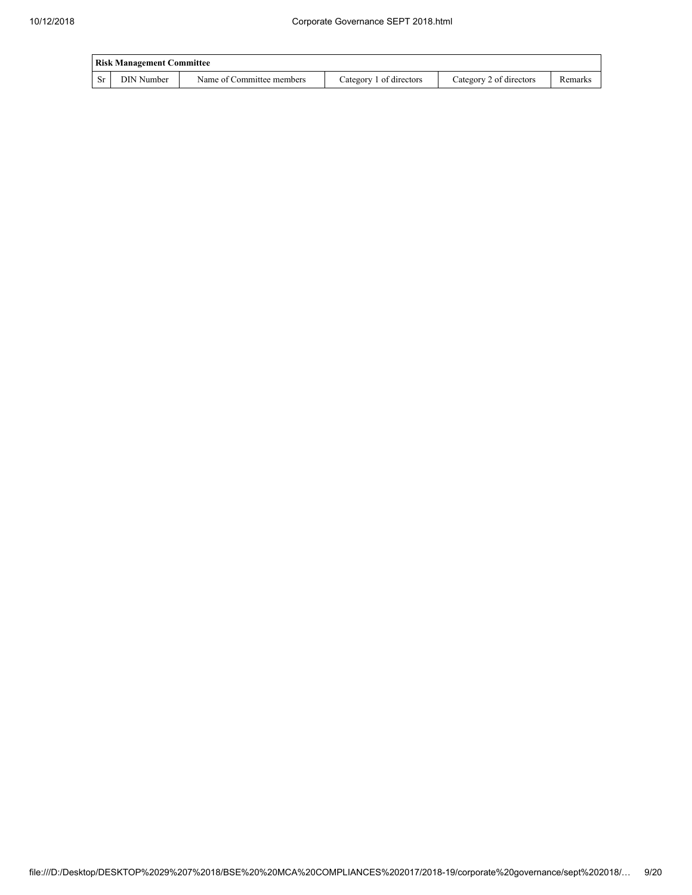| Risk Management Committee | | | | | |
|---|---|---|---|---|---|
| Sr | DIN Number | Name of Committee members | Category 1 of directors | Category 2 of directors | Remarks |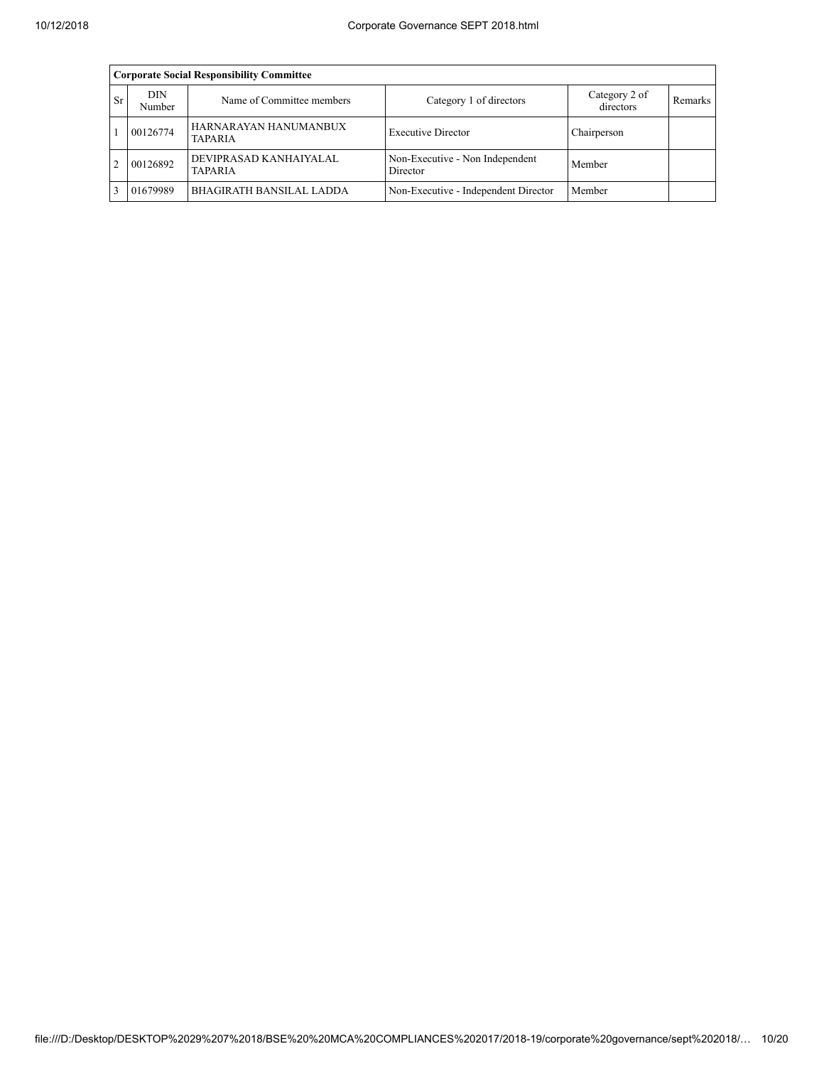| Corporate Social Responsibility Committee | | | | | |
|---|---|---|---|---|---|
| Sr | DIN Number | Name of Committee members | Category 1 of directors | Category 2 of directors | Remarks |
| 1 | 00126774 | HARNARAYAN HANUMANBUX TAPARIA | Executive Director | Chairperson | |
| 2 | 00126892 | DEVIPRASAD KANHAIYALAL TAPARIA | Non-Executive - Non Independent Director | Member | |
| 3 | 01679989 | BHAGIRATH BANSILAL LADDA | Non-Executive - Independent Director | Member | |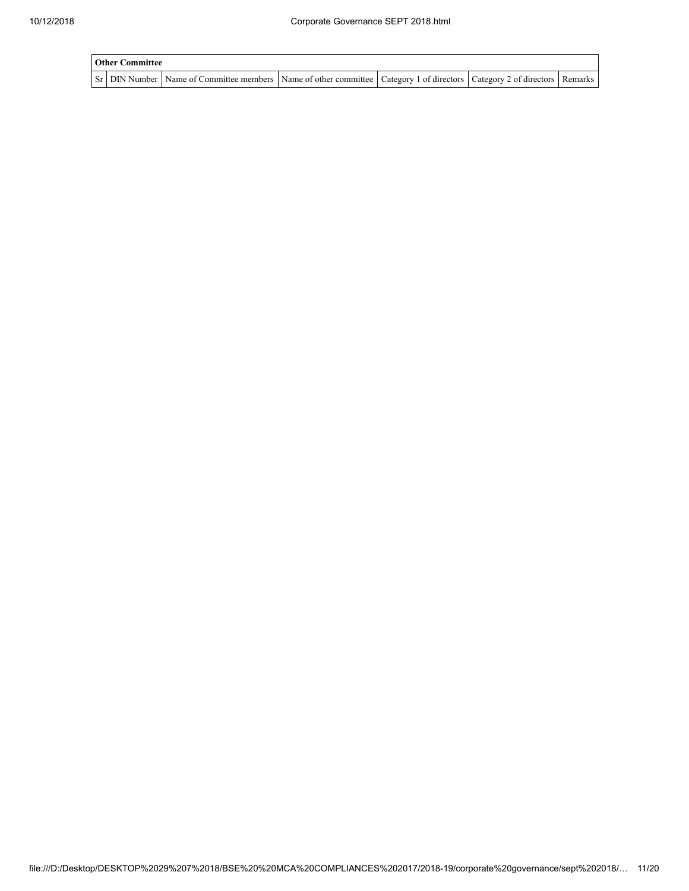| Other Committee | | | | | | |
|---|---|---|---|---|---|---|
| Sr | DIN Number | Name of Committee members | Name of other committee | Category 1 of directors | Category 2 of directors | Remarks |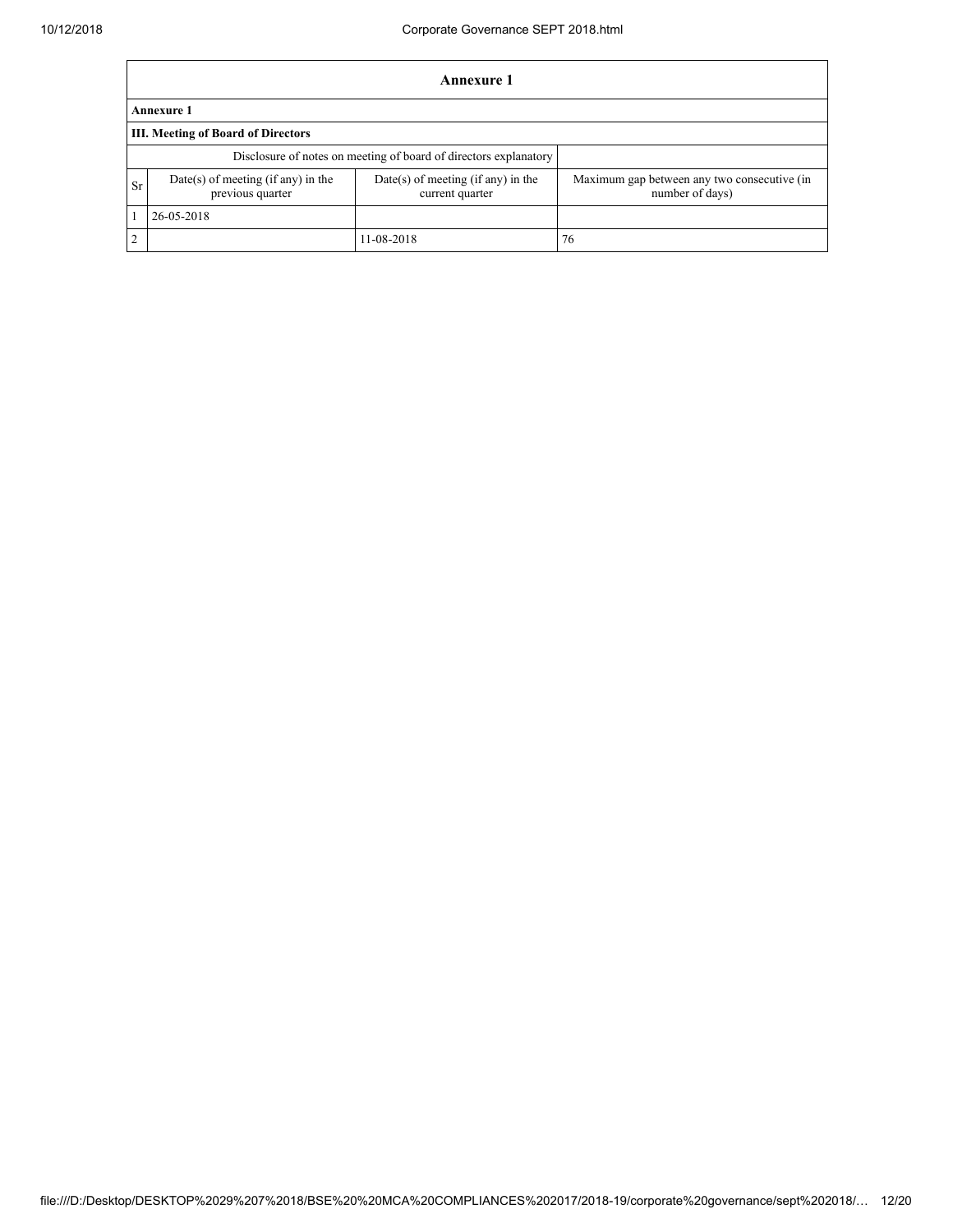| Annexure 1 | | | |
|---|---|---|---|
| **Annexure 1** | | | |
| **III. Meeting of Board of Directors** | | | |
| Disclosure of notes on meeting of board of directors explanatory | | | |
| Sr | Date(s) of meeting (if any) in the previous quarter | Date(s) of meeting (if any) in the current quarter | Maximum gap between any two consecutive (in number of days) |
| 1 | 26-05-2018 | | |
| 2 | | 11-08-2018 | 76 |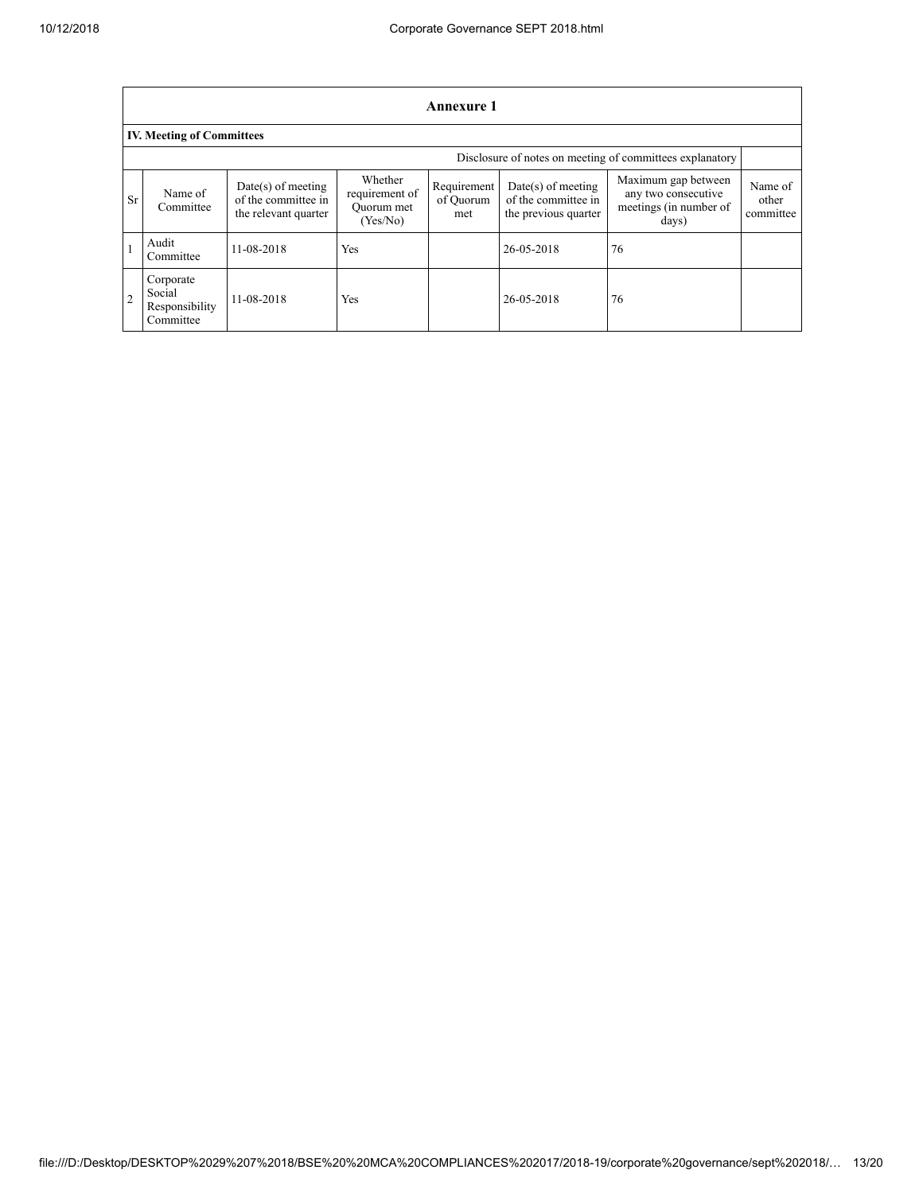## Annexure 1

### IV. Meeting of Committees

Disclosure of notes on meeting of committees explanatory

| Sr | Name of Committee | Date(s) of meeting of the committee in the relevant quarter | Whether requirement of Quorum met (Yes/No) | Requirement of Quorum met | Date(s) of meeting of the committee in the previous quarter | Maximum gap between any two consecutive meetings (in number of days) | Name of other committee |
|---|---|---|---|---|---|---|---|
| 1 | Audit Committee | 11-08-2018 | Yes | | 26-05-2018 | 76 | |
| 2 | Corporate Social Responsibility Committee | 11-08-2018 | Yes | | 26-05-2018 | 76 | |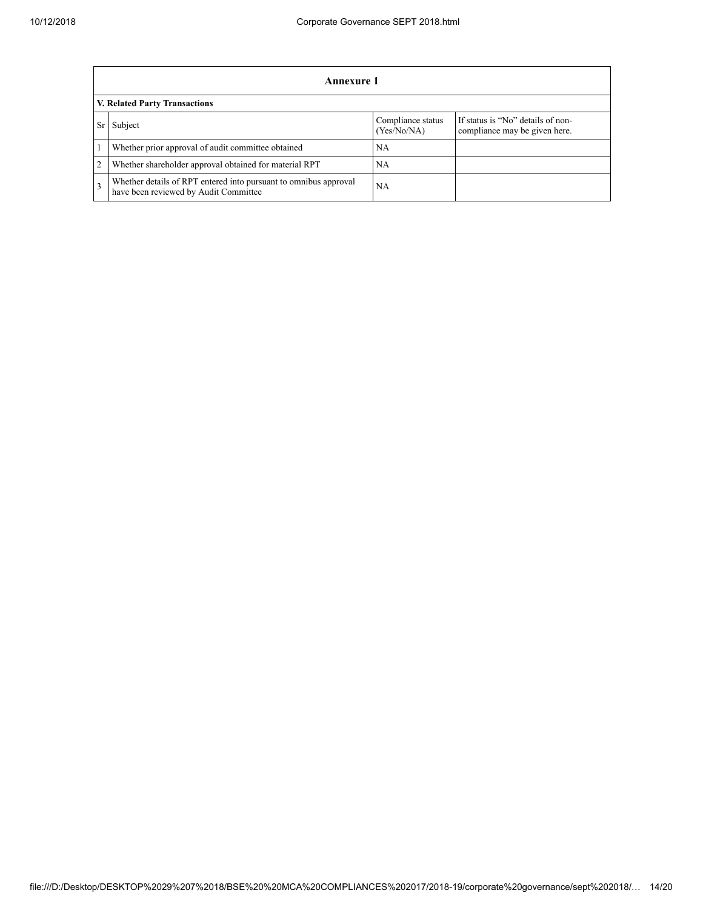| Annexure 1 | | | |
|---|---|---|---|
| **V. Related Party Transactions** | | | |
| Sr | Subject | Compliance status (Yes/No/NA) | If status is "No" details of non-compliance may be given here. |
| 1 | Whether prior approval of audit committee obtained | NA | |
| 2 | Whether shareholder approval obtained for material RPT | NA | |
| 3 | Whether details of RPT entered into pursuant to omnibus approval have been reviewed by Audit Committee | NA | |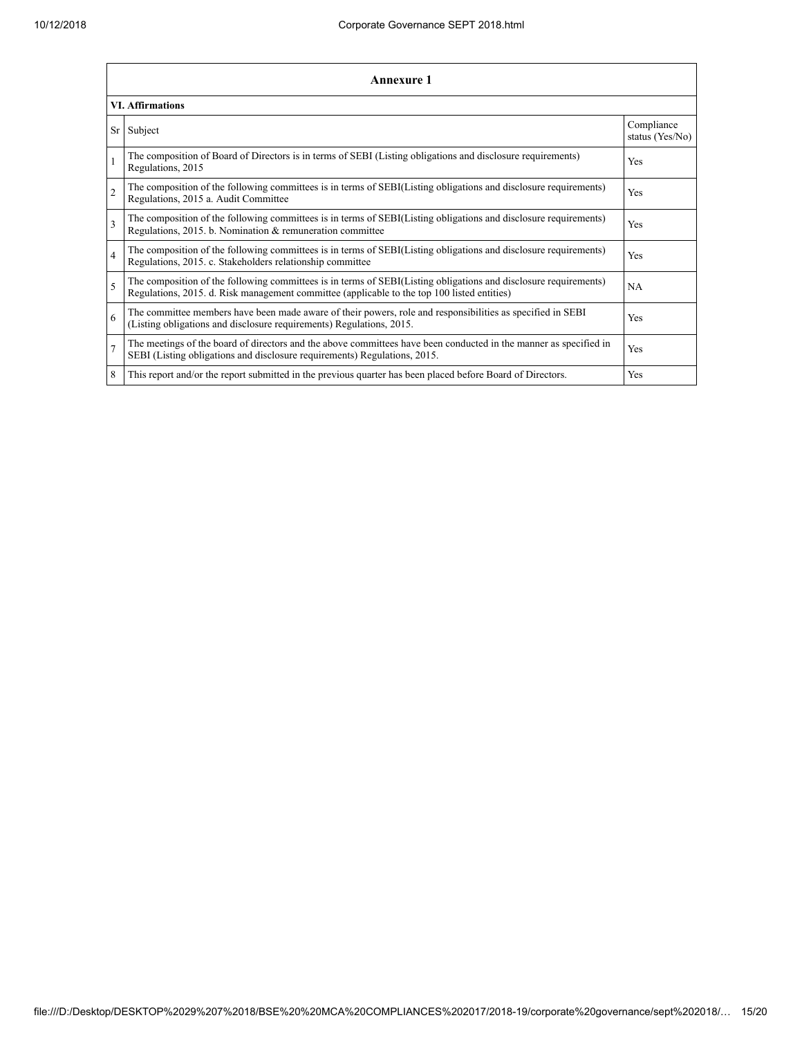## Annexure 1

### VI. Affirmations

| Sr | Subject | Compliance status (Yes/No) |
|---|---|---|
| 1 | The composition of Board of Directors is in terms of SEBI (Listing obligations and disclosure requirements) Regulations, 2015 | Yes |
| 2 | The composition of the following committees is in terms of SEBI(Listing obligations and disclosure requirements) Regulations, 2015 a. Audit Committee | Yes |
| 3 | The composition of the following committees is in terms of SEBI(Listing obligations and disclosure requirements) Regulations, 2015. b. Nomination & remuneration committee | Yes |
| 4 | The composition of the following committees is in terms of SEBI(Listing obligations and disclosure requirements) Regulations, 2015. c. Stakeholders relationship committee | Yes |
| 5 | The composition of the following committees is in terms of SEBI(Listing obligations and disclosure requirements) Regulations, 2015. d. Risk management committee (applicable to the top 100 listed entities) | NA |
| 6 | The committee members have been made aware of their powers, role and responsibilities as specified in SEBI (Listing obligations and disclosure requirements) Regulations, 2015. | Yes |
| 7 | The meetings of the board of directors and the above committees have been conducted in the manner as specified in SEBI (Listing obligations and disclosure requirements) Regulations, 2015. | Yes |
| 8 | This report and/or the report submitted in the previous quarter has been placed before Board of Directors. | Yes |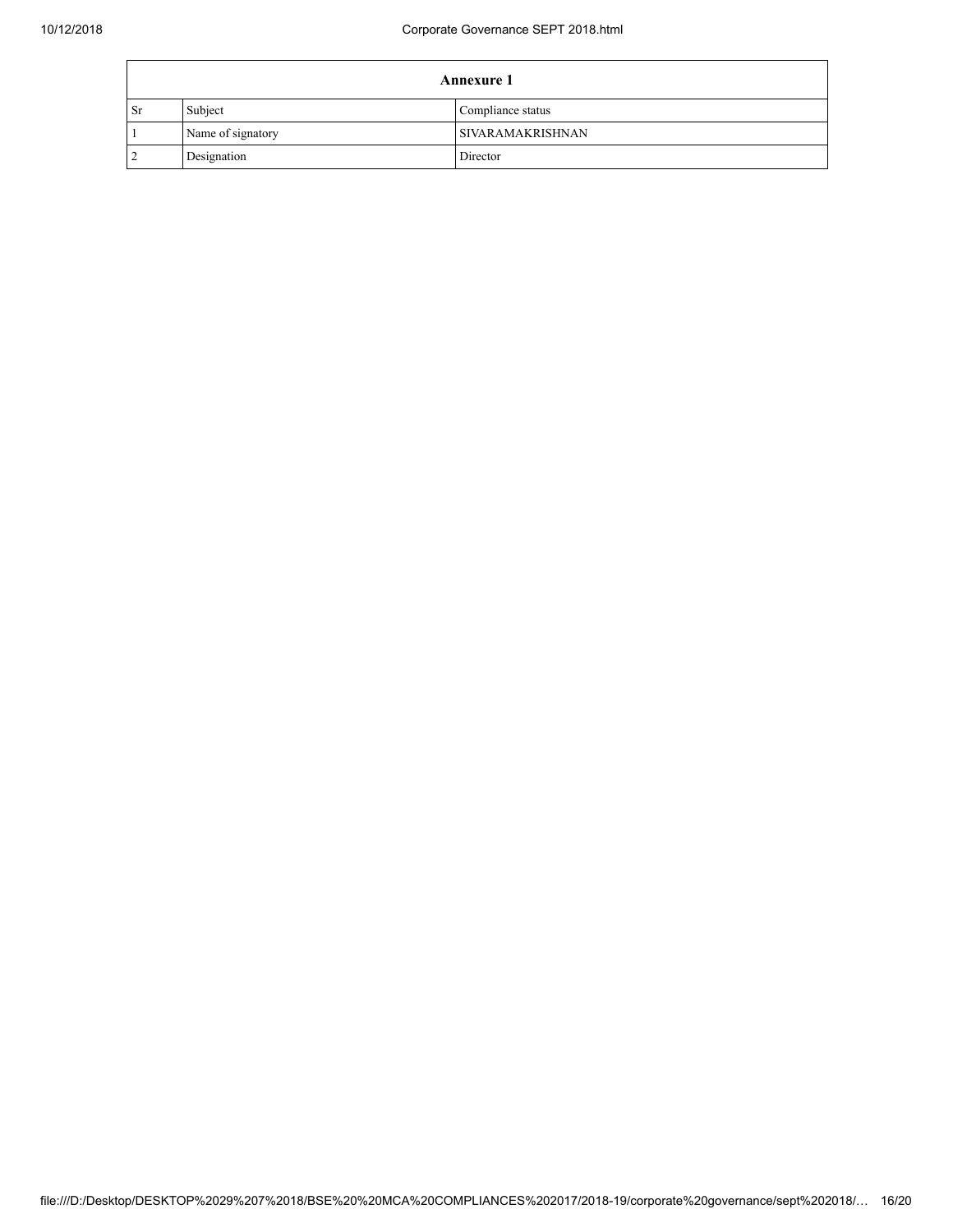| Annexure 1 | | |
|---|---|---|
| Sr | Subject | Compliance status |
| 1 | Name of signatory | SIVARAMAKRISHNAN |
| 2 | Designation | Director |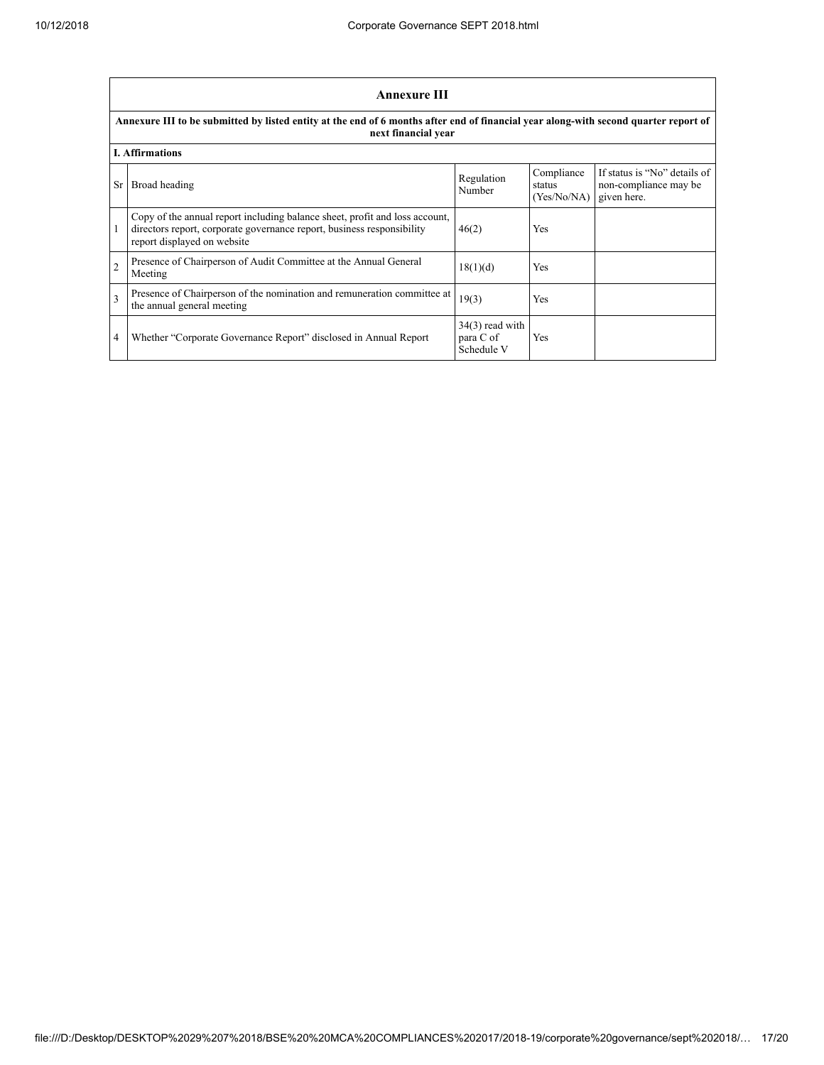## Annexure III

**Annexure III to be submitted by listed entity at the end of 6 months after end of financial year along-with second quarter report of next financial year**

**I. Affirmations**

| Sr | Broad heading | Regulation Number | Compliance status (Yes/No/NA) | If status is "No" details of non-compliance may be given here. |
|---|---|---|---|---|
| 1 | Copy of the annual report including balance sheet, profit and loss account, directors report, corporate governance report, business responsibility report displayed on website | 46(2) | Yes | |
| 2 | Presence of Chairperson of Audit Committee at the Annual General Meeting | 18(1)(d) | Yes | |
| 3 | Presence of Chairperson of the nomination and remuneration committee at the annual general meeting | 19(3) | Yes | |
| 4 | Whether "Corporate Governance Report" disclosed in Annual Report | 34(3) read with para C of Schedule V | Yes | |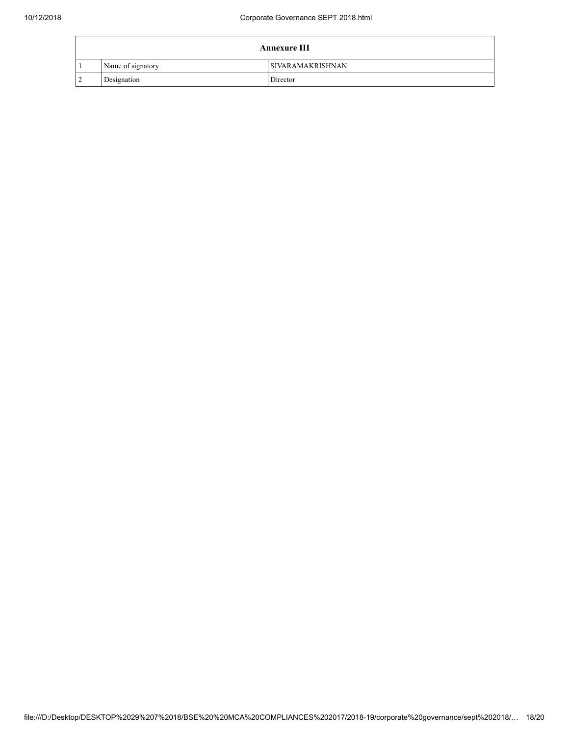| Annexure III | | |
|---|---|---|
| 1 | Name of signatory | SIVARAMAKRISHNAN |
| 2 | Designation | Director |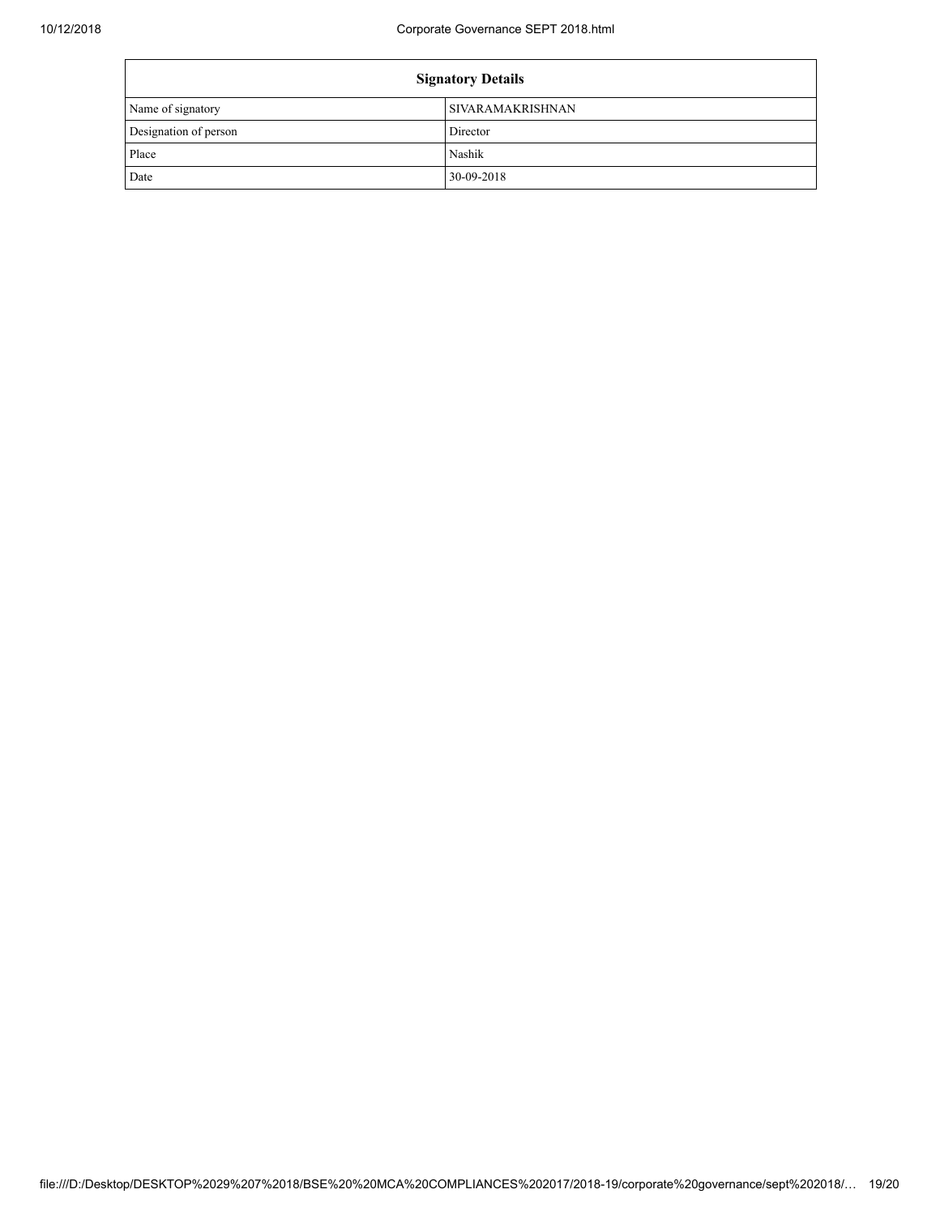| Signatory Details | |
|---|---|
| Name of signatory | SIVARAMAKRISHNAN |
| Designation of person | Director |
| Place | Nashik |
| Date | 30-09-2018 |